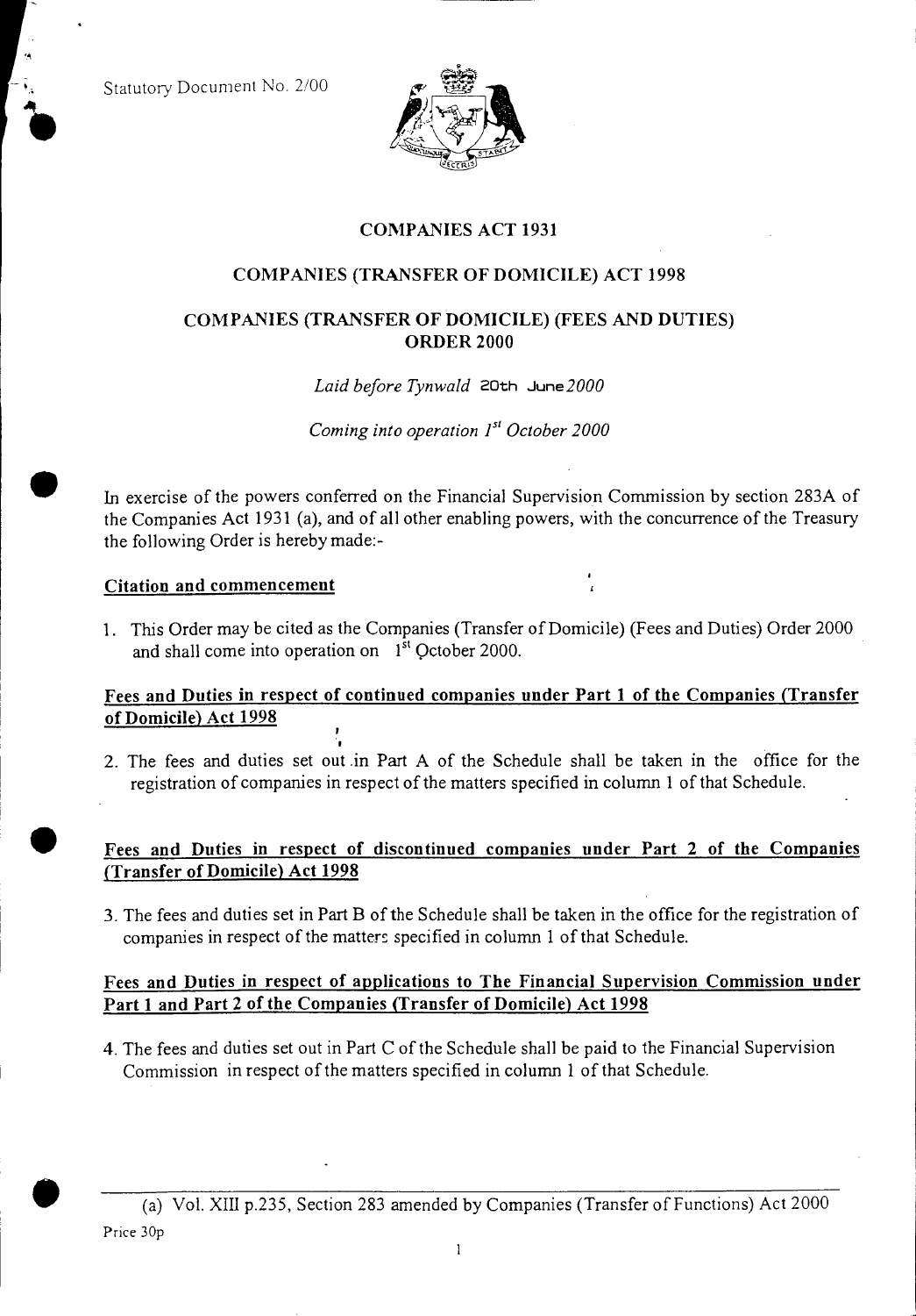Statutory Document No. 2/00

# COMPANIES ACT 1931

## COMPANIES (TRANSFER OF DOMICILE) ACT 1998

## COMPANIES (TRANSFER OF DOMICILE) (FEES AND DUTIES) ORDER 2000

*Laid before Tynwald 20th June 2000*

*Coming into operation 1st October 2000*

In exercise of the powers conferred on the Financial Supervision Commission by section 283A of the Companies Act 1931 (a), and of all other enabling powers, with the concurrence of the Treasury the following Order is hereby made:-

**Citation and commencement**

1. This Order may be cited as the Companies (Transfer of Domicile) (Fees and Duties) Order 2000 and shall come into operation on 1st October 2000.

**Fees and Duties in respect of continued companies under Part 1 of the Companies (Transfer of Domicile) Act 1998**

2. The fees and duties set out in Part A of the Schedule shall be taken in the office for the registration of companies in respect of the matters specified in column 1 of that Schedule.

**Fees and Duties in respect of discontinued companies under Part 2 of the Companies (Transfer of Domicile) Act 1998**

3. The fees and duties set in Part B of the Schedule shall be taken in the office for the registration of companies in respect of the matters specified in column 1 of that Schedule.

**Fees and Duties in respect of applications to The Financial Supervision Commission under Part 1 and Part 2 of the Companies (Transfer of Domicile) Act 1998**

4. The fees and duties set out in Part C of the Schedule shall be paid to the Financial Supervision Commission in respect of the matters specified in column 1 of that Schedule.

(a) Vol. XIII p.235, Section 283 amended by Companies (Transfer of Functions) Act 2000

Price 30p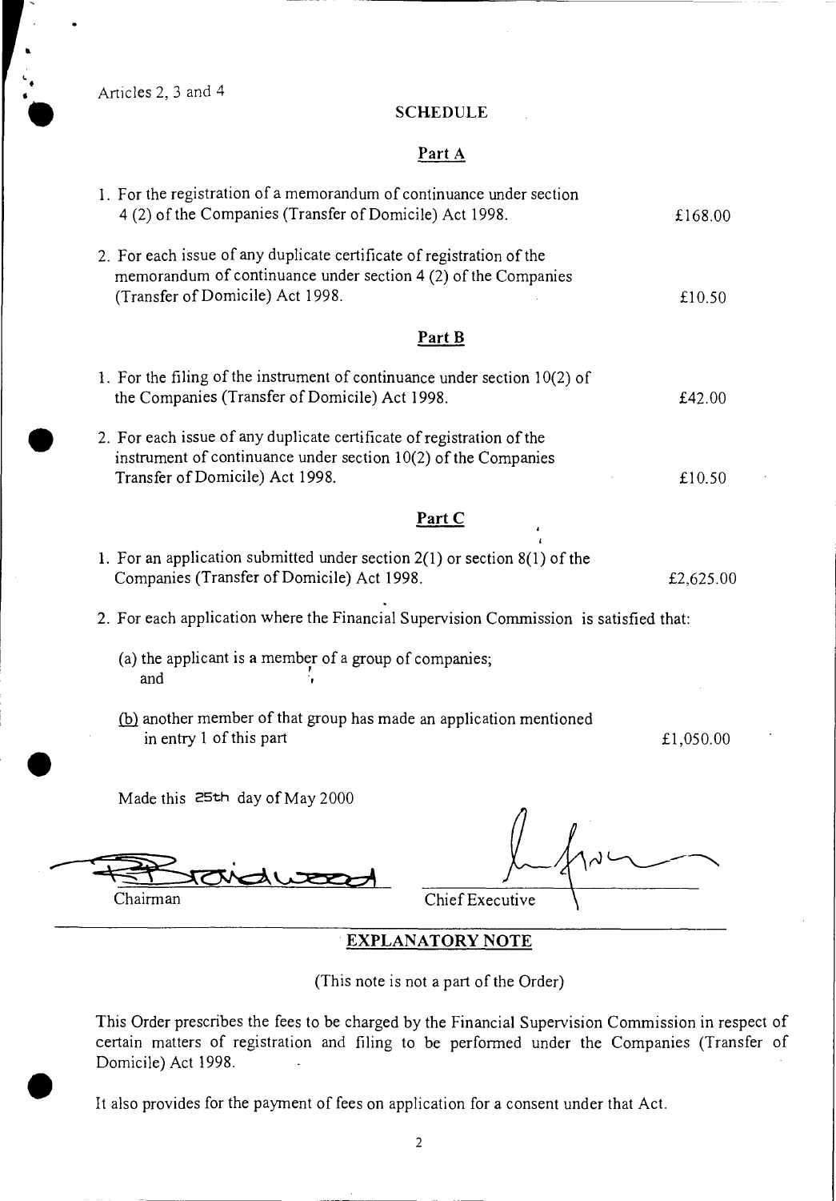Articles 2, 3 and 4

## SCHEDULE

### Part A

| | |
|---|---|
| 1. For the registration of a memorandum of continuance under section 4 (2) of the Companies (Transfer of Domicile) Act 1998. | £168.00 |
| 2. For each issue of any duplicate certificate of registration of the memorandum of continuance under section 4 (2) of the Companies (Transfer of Domicile) Act 1998. | £10.50 |

### Part B

| | |
|---|---|
| 1. For the filing of the instrument of continuance under section 10(2) of the Companies (Transfer of Domicile) Act 1998. | £42.00 |
| 2. For each issue of any duplicate certificate of registration of the instrument of continuance under section 10(2) of the Companies Transfer of Domicile) Act 1998. | £10.50 |

### Part C

| | |
|---|---|
| 1. For an application submitted under section 2(1) or section 8(1) of the Companies (Transfer of Domicile) Act 1998. | £2,625.00 |
| 2. For each application where the Financial Supervision Commission is satisfied that:<br>(a) the applicant is a member of a group of companies; and<br>(b) another member of that group has made an application mentioned in entry 1 of this part | £1,050.00 |

Made this 25th day of May 2000

Chairman

Chief Executive

## EXPLANATORY NOTE

(This note is not a part of the Order)

This Order prescribes the fees to be charged by the Financial Supervision Commission in respect of certain matters of registration and filing to be performed under the Companies (Transfer of Domicile) Act 1998.

It also provides for the payment of fees on application for a consent under that Act.